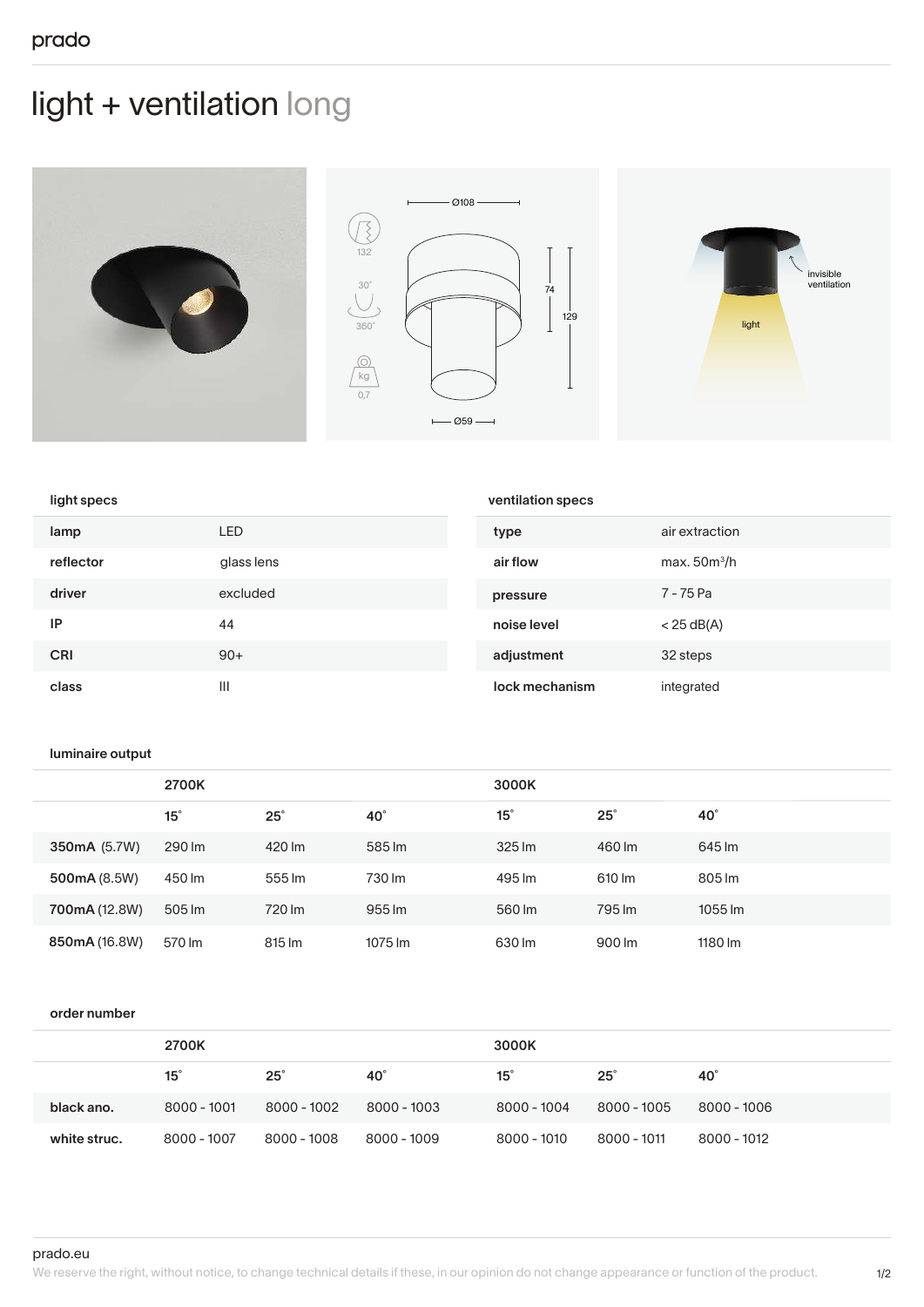prado

# light + ventilation long

## light specs

| | |
|---|---|
| lamp | LED |
| reflector | glass lens |
| driver | excluded |
| IP | 44 |
| CRI | 90+ |
| class | III |

## ventilation specs

| | |
|---|---|
| type | air extraction |
| air flow | max. 50m³/h |
| pressure | 7 - 75 Pa |
| noise level | < 25 dB(A) |
| adjustment | 32 steps |
| lock mechanism | integrated |

## luminaire output

| | 2700K | | | 3000K | | |
|---|---|---|---|---|---|---|
| | 15° | 25° | 40° | 15° | 25° | 40° |
| **350mA** (5.7W) | 290 lm | 420 lm | 585 lm | 325 lm | 460 lm | 645 lm |
| **500mA** (8.5W) | 450 lm | 555 lm | 730 lm | 495 lm | 610 lm | 805 lm |
| **700mA** (12.8W) | 505 lm | 720 lm | 955 lm | 560 lm | 795 lm | 1055 lm |
| **850mA** (16.8W) | 570 lm | 815 lm | 1075 lm | 630 lm | 900 lm | 1180 lm |

## order number

| | 2700K | | | 3000K | | |
|---|---|---|---|---|---|---|
| | 15° | 25° | 40° | 15° | 25° | 40° |
| black ano. | 8000 - 1001 | 8000 - 1002 | 8000 - 1003 | 8000 - 1004 | 8000 - 1005 | 8000 - 1006 |
| white struc. | 8000 - 1007 | 8000 - 1008 | 8000 - 1009 | 8000 - 1010 | 8000 - 1011 | 8000 - 1012 |

prado.eu

We reserve the right, without notice, to change technical details if these, in our opinion do not change appearance or function of the product.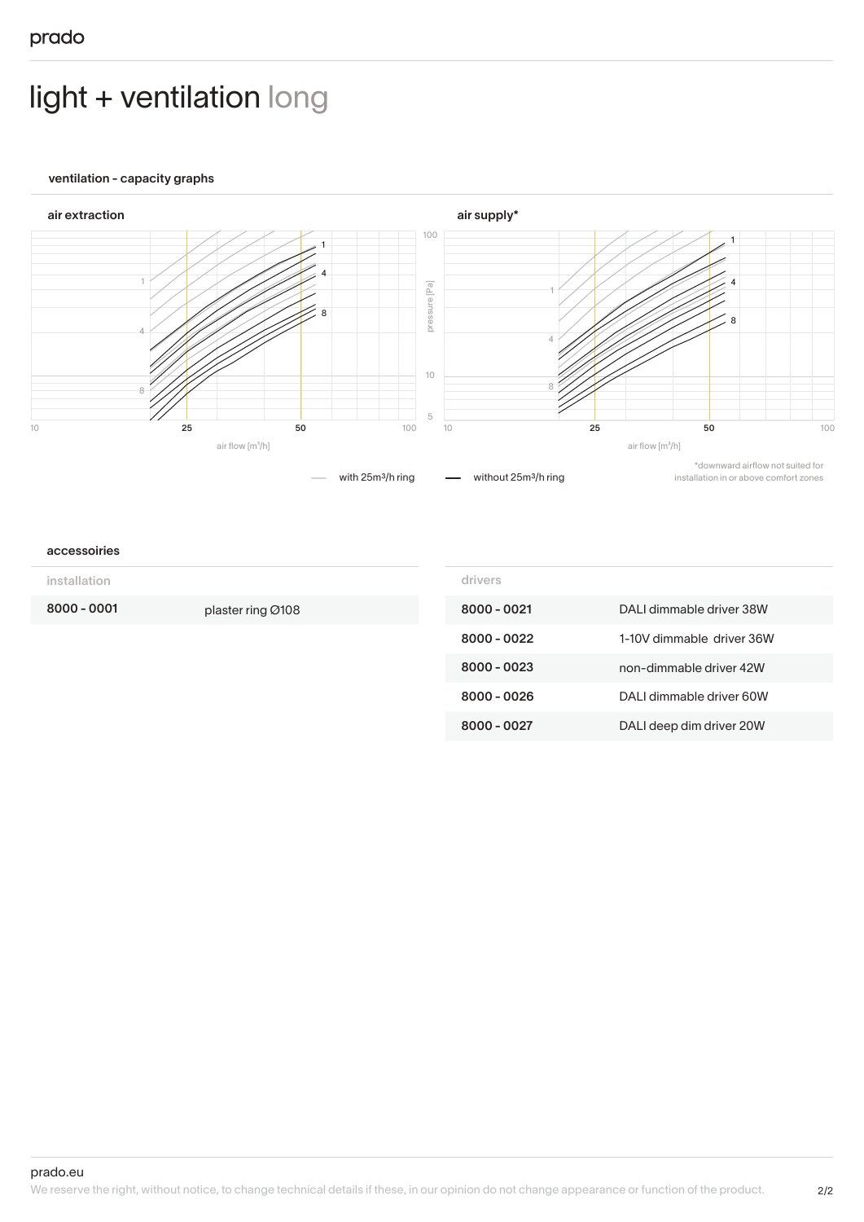# light + ventilation long

## ventilation - capacity graphs

### air extraction

1
4
8
1
4
8
10
25
50
100
air flow [m³/h]

### air supply*

100
pressure [Pa]
10
5
1
4
8
1
4
8
10
25
50
100
air flow [m³/h]

with 25m³/h ring

without 25m³/h ring

*downward airflow not suited for installation in or above comfort zones

## accessoiries

| installation | |
|---|---|
| **8000 - 0001** | plaster ring Ø108 |

| drivers | |
|---|---|
| **8000 - 0021** | DALI dimmable driver 38W |
| **8000 - 0022** | 1-10V dimmable driver 36W |
| **8000 - 0023** | non-dimmable driver 42W |
| **8000 - 0026** | DALI dimmable driver 60W |
| **8000 - 0027** | DALI deep dim driver 20W |

prado.eu

We reserve the right, without notice, to change technical details if these, in our opinion do not change appearance or function of the product.